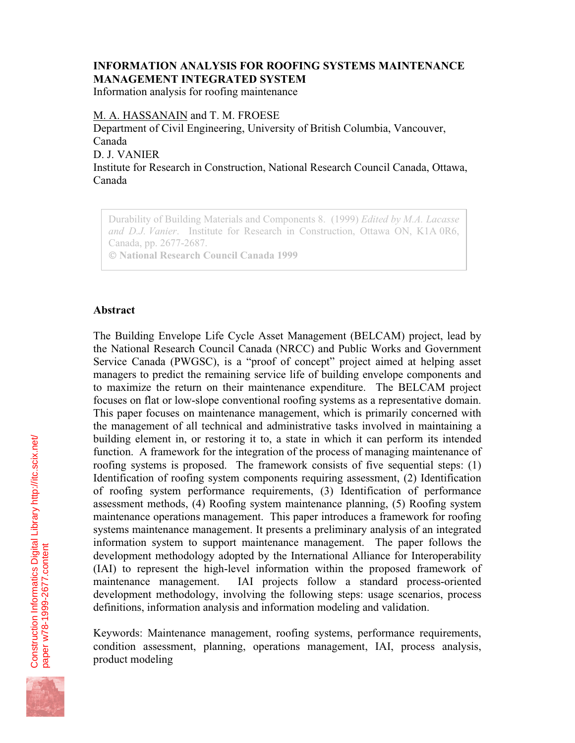# INFORMATION ANALYSIS FOR ROOFING SYSTEMS MAINTENANCE MANAGEMENT INTEGRATED SYSTEM

Information analysis for roofing maintenance

M. A. HASSANAIN and T. M. FROESE
Department of Civil Engineering, University of British Columbia, Vancouver, Canada
D. J. VANIER
Institute for Research in Construction, National Research Council Canada, Ottawa, Canada

Durability of Building Materials and Components 8. (1999) *Edited by M.A. Lacasse and D.J. Vanier*. Institute for Research in Construction, Ottawa ON, K1A 0R6, Canada, pp. 2677-2687.
**© National Research Council Canada 1999**

## Abstract

The Building Envelope Life Cycle Asset Management (BELCAM) project, lead by the National Research Council Canada (NRCC) and Public Works and Government Service Canada (PWGSC), is a "proof of concept" project aimed at helping asset managers to predict the remaining service life of building envelope components and to maximize the return on their maintenance expenditure. The BELCAM project focuses on flat or low-slope conventional roofing systems as a representative domain. This paper focuses on maintenance management, which is primarily concerned with the management of all technical and administrative tasks involved in maintaining a building element in, or restoring it to, a state in which it can perform its intended function. A framework for the integration of the process of managing maintenance of roofing systems is proposed. The framework consists of five sequential steps: (1) Identification of roofing system components requiring assessment, (2) Identification of roofing system performance requirements, (3) Identification of performance assessment methods, (4) Roofing system maintenance planning, (5) Roofing system maintenance operations management. This paper introduces a framework for roofing systems maintenance management. It presents a preliminary analysis of an integrated information system to support maintenance management. The paper follows the development methodology adopted by the International Alliance for Interoperability (IAI) to represent the high-level information within the proposed framework of maintenance management. IAI projects follow a standard process-oriented development methodology, involving the following steps: usage scenarios, process definitions, information analysis and information modeling and validation.

Keywords: Maintenance management, roofing systems, performance requirements, condition assessment, planning, operations management, IAI, process analysis, product modeling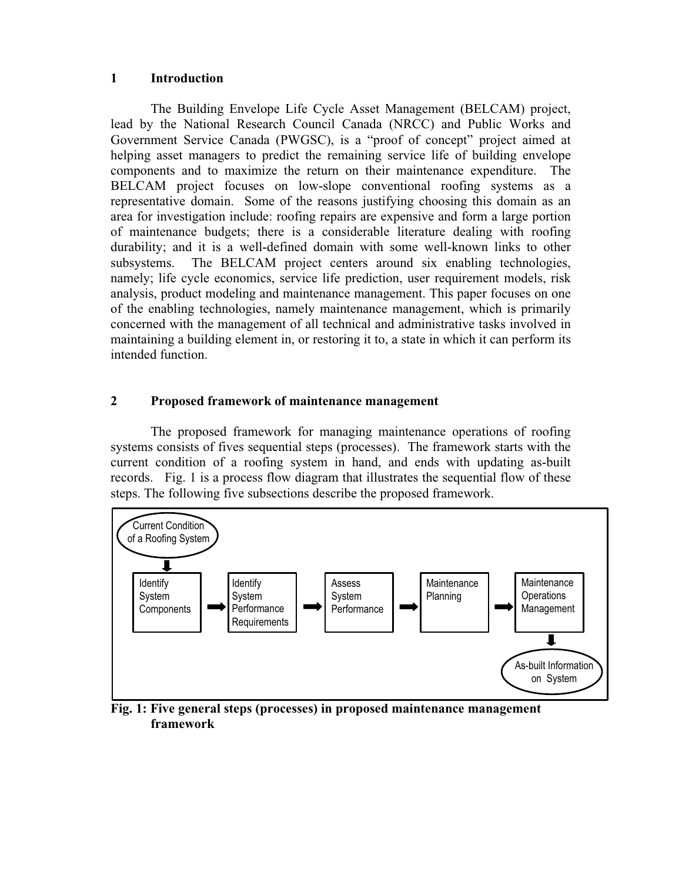## 1 Introduction

The Building Envelope Life Cycle Asset Management (BELCAM) project, lead by the National Research Council Canada (NRCC) and Public Works and Government Service Canada (PWGSC), is a "proof of concept" project aimed at helping asset managers to predict the remaining service life of building envelope components and to maximize the return on their maintenance expenditure. The BELCAM project focuses on low-slope conventional roofing systems as a representative domain. Some of the reasons justifying choosing this domain as an area for investigation include: roofing repairs are expensive and form a large portion of maintenance budgets; there is a considerable literature dealing with roofing durability; and it is a well-defined domain with some well-known links to other subsystems. The BELCAM project centers around six enabling technologies, namely; life cycle economics, service life prediction, user requirement models, risk analysis, product modeling and maintenance management. This paper focuses on one of the enabling technologies, namely maintenance management, which is primarily concerned with the management of all technical and administrative tasks involved in maintaining a building element in, or restoring it to, a state in which it can perform its intended function.

## 2 Proposed framework of maintenance management

The proposed framework for managing maintenance operations of roofing systems consists of fives sequential steps (processes). The framework starts with the current condition of a roofing system in hand, and ends with updating as-built records. Fig. 1 is a process flow diagram that illustrates the sequential flow of these steps. The following five subsections describe the proposed framework.

Current Condition of a Roofing System → Identify System Components → Identify System Performance Requirements → Assess System Performance → Maintenance Planning → Maintenance Operations Management → As-built Information on System

**Fig. 1: Five general steps (processes) in proposed maintenance management framework**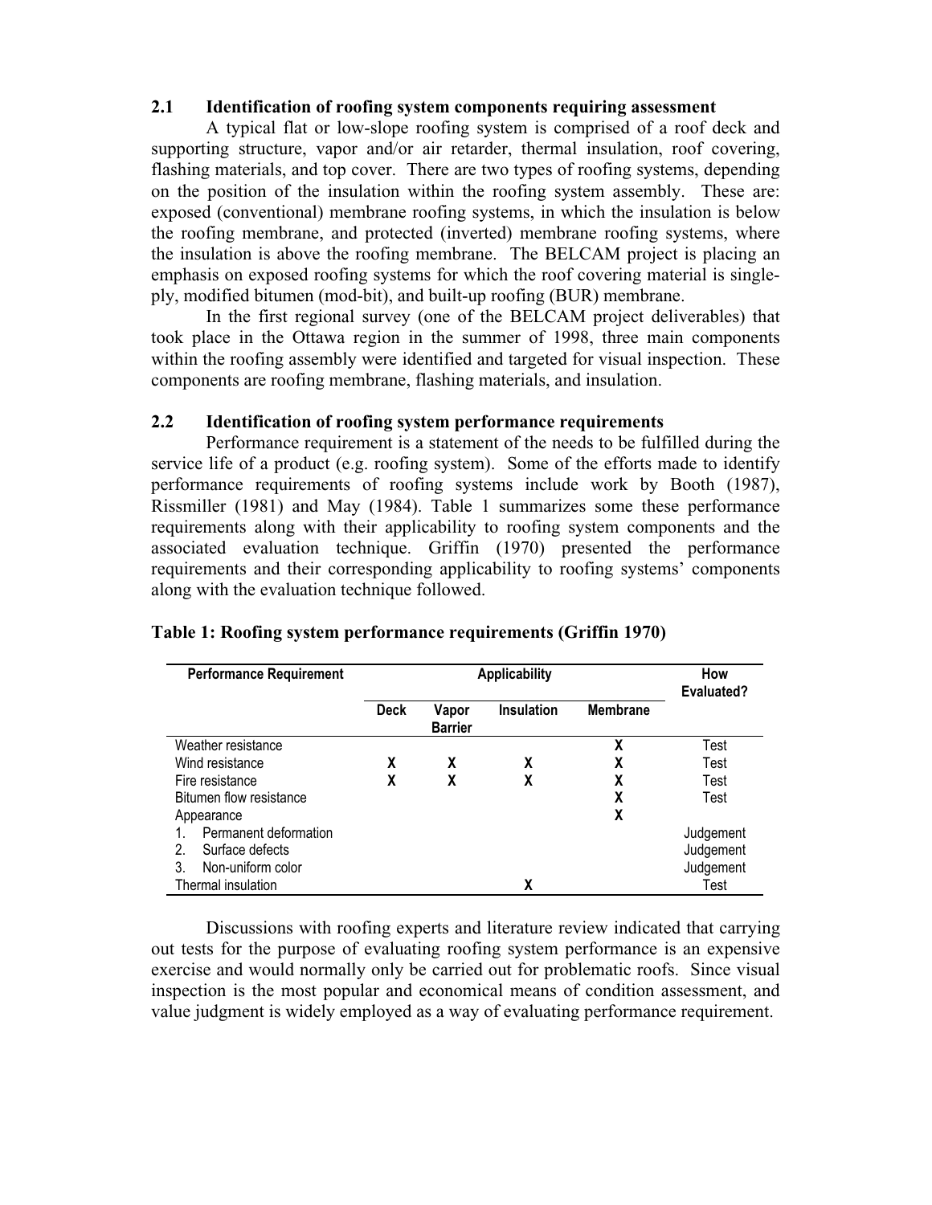## 2.1 Identification of roofing system components requiring assessment

A typical flat or low-slope roofing system is comprised of a roof deck and supporting structure, vapor and/or air retarder, thermal insulation, roof covering, flashing materials, and top cover. There are two types of roofing systems, depending on the position of the insulation within the roofing system assembly. These are: exposed (conventional) membrane roofing systems, in which the insulation is below the roofing membrane, and protected (inverted) membrane roofing systems, where the insulation is above the roofing membrane. The BELCAM project is placing an emphasis on exposed roofing systems for which the roof covering material is single-ply, modified bitumen (mod-bit), and built-up roofing (BUR) membrane.

In the first regional survey (one of the BELCAM project deliverables) that took place in the Ottawa region in the summer of 1998, three main components within the roofing assembly were identified and targeted for visual inspection. These components are roofing membrane, flashing materials, and insulation.

## 2.2 Identification of roofing system performance requirements

Performance requirement is a statement of the needs to be fulfilled during the service life of a product (e.g. roofing system). Some of the efforts made to identify performance requirements of roofing systems include work by Booth (1987), Rissmiller (1981) and May (1984). Table 1 summarizes some these performance requirements along with their applicability to roofing system components and the associated evaluation technique. Griffin (1970) presented the performance requirements and their corresponding applicability to roofing systems' components along with the evaluation technique followed.

**Table 1: Roofing system performance requirements (Griffin 1970)**

| Performance Requirement | Applicability | | | | How Evaluated? |
|---|---|---|---|---|---|
| | Deck | Vapor Barrier | Insulation | Membrane | |
| Weather resistance | | | | X | Test |
| Wind resistance | X | X | X | X | Test |
| Fire resistance | X | X | X | X | Test |
| Bitumen flow resistance | | | | X | Test |
| Appearance | | | | X | |
| 1. Permanent deformation | | | | | Judgement |
| 2. Surface defects | | | | | Judgement |
| 3. Non-uniform color | | | | | Judgement |
| Thermal insulation | | | X | | Test |

Discussions with roofing experts and literature review indicated that carrying out tests for the purpose of evaluating roofing system performance is an expensive exercise and would normally only be carried out for problematic roofs. Since visual inspection is the most popular and economical means of condition assessment, and value judgment is widely employed as a way of evaluating performance requirement.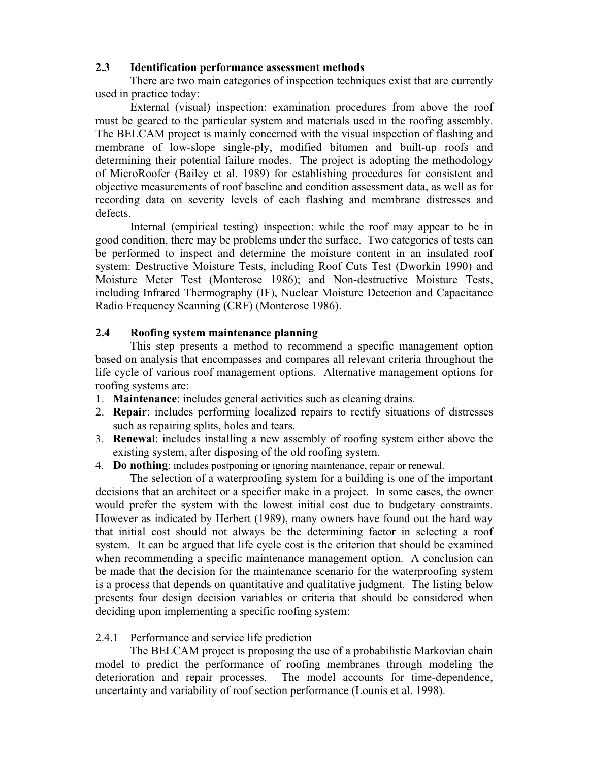## 2.3 Identification performance assessment methods

There are two main categories of inspection techniques exist that are currently used in practice today:

External (visual) inspection: examination procedures from above the roof must be geared to the particular system and materials used in the roofing assembly. The BELCAM project is mainly concerned with the visual inspection of flashing and membrane of low-slope single-ply, modified bitumen and built-up roofs and determining their potential failure modes. The project is adopting the methodology of MicroRoofer (Bailey et al. 1989) for establishing procedures for consistent and objective measurements of roof baseline and condition assessment data, as well as for recording data on severity levels of each flashing and membrane distresses and defects.

Internal (empirical testing) inspection: while the roof may appear to be in good condition, there may be problems under the surface. Two categories of tests can be performed to inspect and determine the moisture content in an insulated roof system: Destructive Moisture Tests, including Roof Cuts Test (Dworkin 1990) and Moisture Meter Test (Monterose 1986); and Non-destructive Moisture Tests, including Infrared Thermography (IF), Nuclear Moisture Detection and Capacitance Radio Frequency Scanning (CRF) (Monterose 1986).

## 2.4 Roofing system maintenance planning

This step presents a method to recommend a specific management option based on analysis that encompasses and compares all relevant criteria throughout the life cycle of various roof management options. Alternative management options for roofing systems are:

1. **Maintenance**: includes general activities such as cleaning drains.
2. **Repair**: includes performing localized repairs to rectify situations of distresses such as repairing splits, holes and tears.
3. **Renewal**: includes installing a new assembly of roofing system either above the existing system, after disposing of the old roofing system.
4. **Do nothing**: includes postponing or ignoring maintenance, repair or renewal.

The selection of a waterproofing system for a building is one of the important decisions that an architect or a specifier make in a project. In some cases, the owner would prefer the system with the lowest initial cost due to budgetary constraints. However as indicated by Herbert (1989), many owners have found out the hard way that initial cost should not always be the determining factor in selecting a roof system. It can be argued that life cycle cost is the criterion that should be examined when recommending a specific maintenance management option. A conclusion can be made that the decision for the maintenance scenario for the waterproofing system is a process that depends on quantitative and qualitative judgment. The listing below presents four design decision variables or criteria that should be considered when deciding upon implementing a specific roofing system:

### 2.4.1 Performance and service life prediction

The BELCAM project is proposing the use of a probabilistic Markovian chain model to predict the performance of roofing membranes through modeling the deterioration and repair processes. The model accounts for time-dependence, uncertainty and variability of roof section performance (Lounis et al. 1998).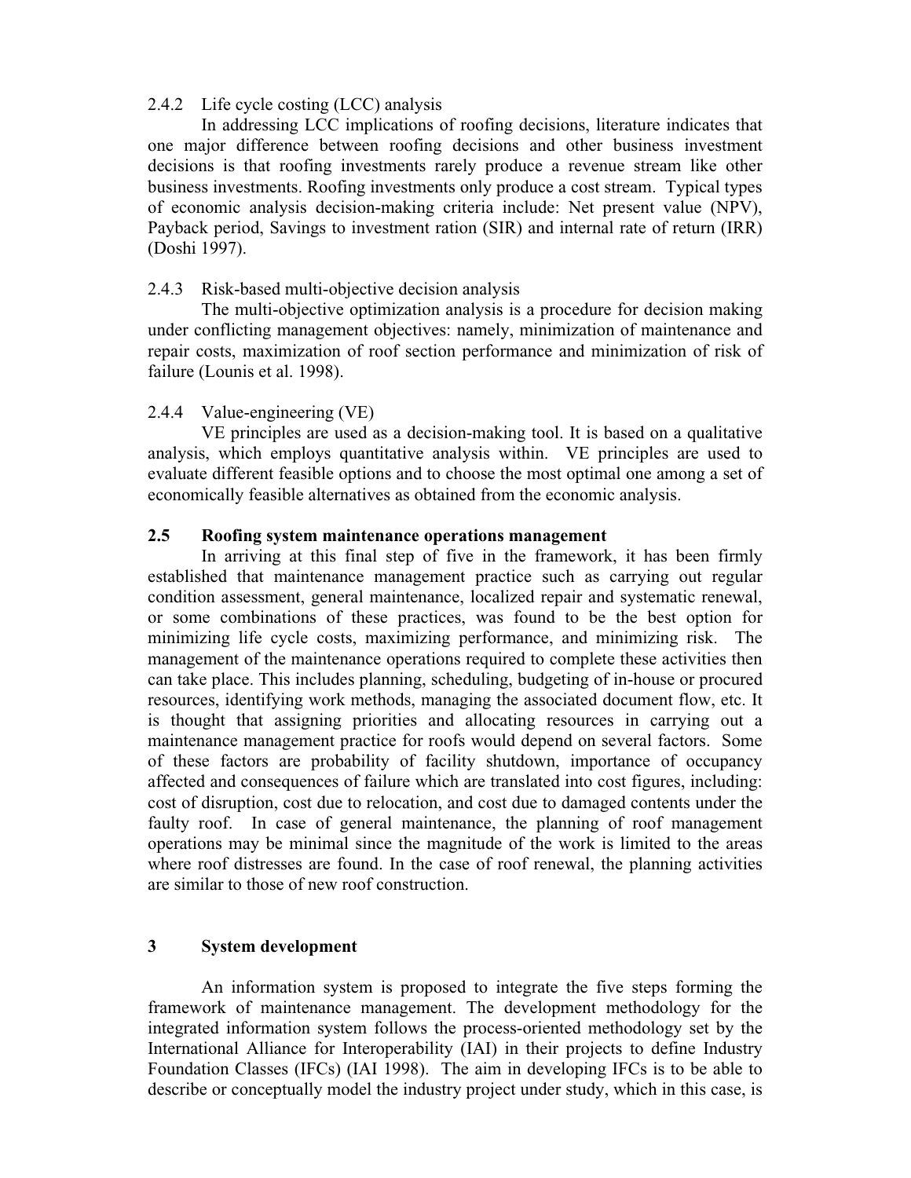#### 2.4.2 Life cycle costing (LCC) analysis

In addressing LCC implications of roofing decisions, literature indicates that one major difference between roofing decisions and other business investment decisions is that roofing investments rarely produce a revenue stream like other business investments. Roofing investments only produce a cost stream. Typical types of economic analysis decision-making criteria include: Net present value (NPV), Payback period, Savings to investment ration (SIR) and internal rate of return (IRR) (Doshi 1997).

#### 2.4.3 Risk-based multi-objective decision analysis

The multi-objective optimization analysis is a procedure for decision making under conflicting management objectives: namely, minimization of maintenance and repair costs, maximization of roof section performance and minimization of risk of failure (Lounis et al. 1998).

#### 2.4.4 Value-engineering (VE)

VE principles are used as a decision-making tool. It is based on a qualitative analysis, which employs quantitative analysis within. VE principles are used to evaluate different feasible options and to choose the most optimal one among a set of economically feasible alternatives as obtained from the economic analysis.

### 2.5 Roofing system maintenance operations management

In arriving at this final step of five in the framework, it has been firmly established that maintenance management practice such as carrying out regular condition assessment, general maintenance, localized repair and systematic renewal, or some combinations of these practices, was found to be the best option for minimizing life cycle costs, maximizing performance, and minimizing risk. The management of the maintenance operations required to complete these activities then can take place. This includes planning, scheduling, budgeting of in-house or procured resources, identifying work methods, managing the associated document flow, etc. It is thought that assigning priorities and allocating resources in carrying out a maintenance management practice for roofs would depend on several factors. Some of these factors are probability of facility shutdown, importance of occupancy affected and consequences of failure which are translated into cost figures, including: cost of disruption, cost due to relocation, and cost due to damaged contents under the faulty roof. In case of general maintenance, the planning of roof management operations may be minimal since the magnitude of the work is limited to the areas where roof distresses are found. In the case of roof renewal, the planning activities are similar to those of new roof construction.

## 3 System development

An information system is proposed to integrate the five steps forming the framework of maintenance management. The development methodology for the integrated information system follows the process-oriented methodology set by the International Alliance for Interoperability (IAI) in their projects to define Industry Foundation Classes (IFCs) (IAI 1998). The aim in developing IFCs is to be able to describe or conceptually model the industry project under study, which in this case, is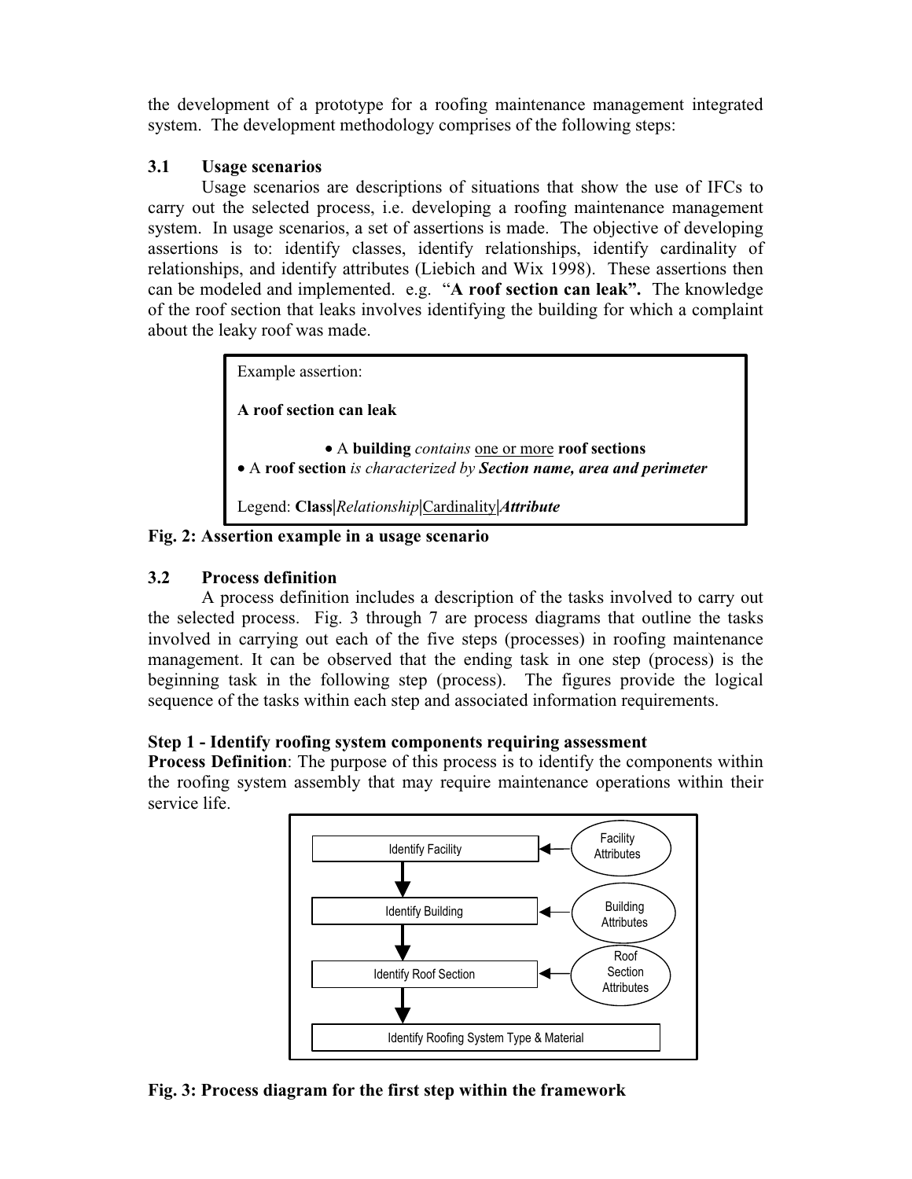the development of a prototype for a roofing maintenance management integrated system. The development methodology comprises of the following steps:

### 3.1 Usage scenarios

Usage scenarios are descriptions of situations that show the use of IFCs to carry out the selected process, i.e. developing a roofing maintenance management system. In usage scenarios, a set of assertions is made. The objective of developing assertions is to: identify classes, identify relationships, identify cardinality of relationships, and identify attributes (Liebich and Wix 1998). These assertions then can be modeled and implemented. e.g. "**A roof section can leak".** The knowledge of the roof section that leaks involves identifying the building for which a complaint about the leaky roof was made.

> Example assertion:
>
> **A roof section can leak**
>
> - A **building** *contains* <u>one or more</u> **roof sections**
> - A **roof section** *is characterized by* ***Section name, area and perimeter***
>
> Legend: **Class**|*Relationship*|<u>Cardinality</u>|***Attribute***

**Fig. 2: Assertion example in a usage scenario**

### 3.2 Process definition

A process definition includes a description of the tasks involved to carry out the selected process. Fig. 3 through 7 are process diagrams that outline the tasks involved in carrying out each of the five steps (processes) in roofing maintenance management. It can be observed that the ending task in one step (process) is the beginning task in the following step (process). The figures provide the logical sequence of the tasks within each step and associated information requirements.

**Step 1 - Identify roofing system components requiring assessment**

**Process Definition**: The purpose of this process is to identify the components within the roofing system assembly that may require maintenance operations within their service life.

Identify Facility ← Facility Attributes
↓
Identify Building ← Building Attributes
↓
Identify Roof Section ← Roof Section Attributes
↓
Identify Roofing System Type & Material

**Fig. 3: Process diagram for the first step within the framework**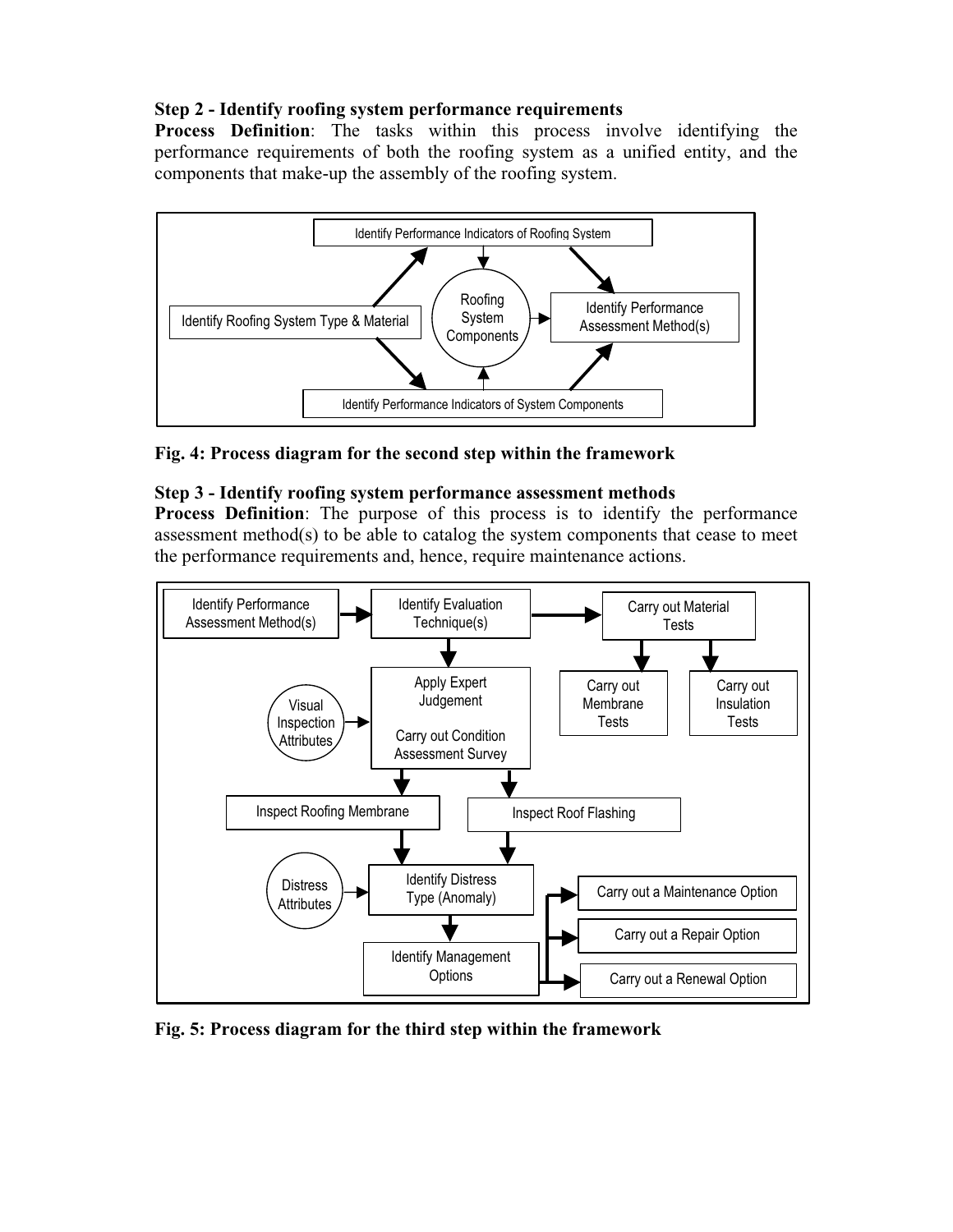**Step 2 - Identify roofing system performance requirements**

**Process Definition**: The tasks within this process involve identifying the performance requirements of both the roofing system as a unified entity, and the components that make-up the assembly of the roofing system.

**Fig. 4: Process diagram for the second step within the framework**

**Step 3 - Identify roofing system performance assessment methods**

**Process Definition**: The purpose of this process is to identify the performance assessment method(s) to be able to catalog the system components that cease to meet the performance requirements and, hence, require maintenance actions.

**Fig. 5: Process diagram for the third step within the framework**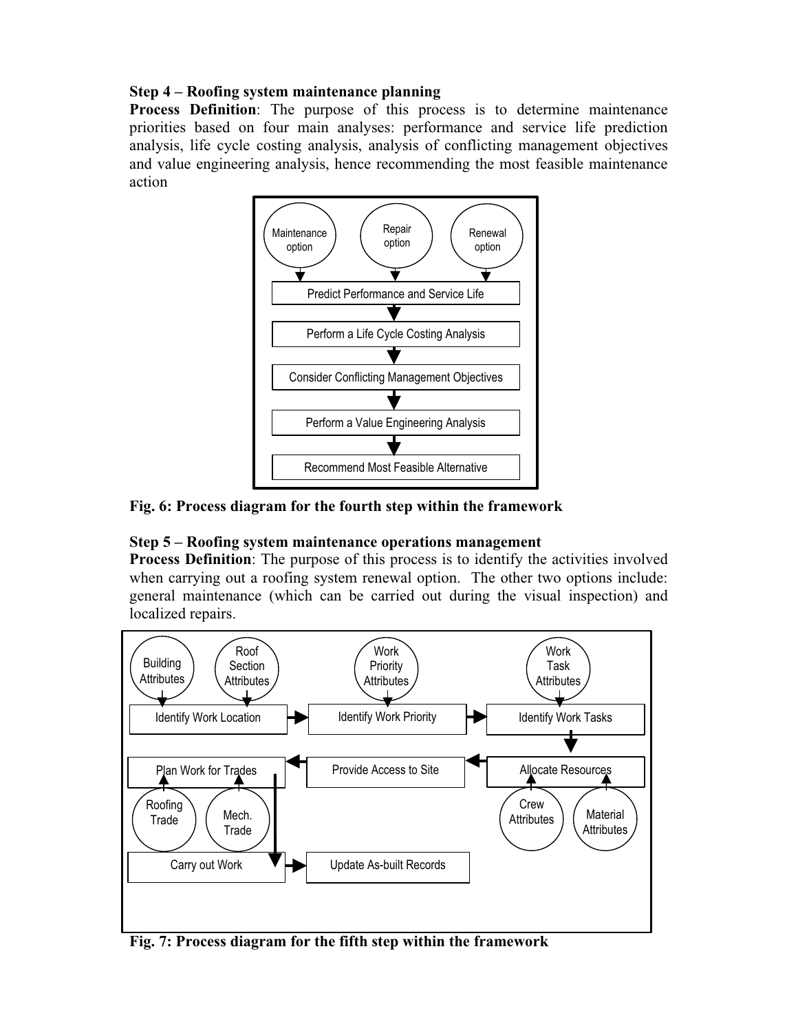**Step 4 – Roofing system maintenance planning**

**Process Definition**: The purpose of this process is to determine maintenance priorities based on four main analyses: performance and service life prediction analysis, life cycle costing analysis, analysis of conflicting management objectives and value engineering analysis, hence recommending the most feasible maintenance action

**Fig. 6: Process diagram for the fourth step within the framework**

**Step 5 – Roofing system maintenance operations management**

**Process Definition**: The purpose of this process is to identify the activities involved when carrying out a roofing system renewal option. The other two options include: general maintenance (which can be carried out during the visual inspection) and localized repairs.

**Fig. 7: Process diagram for the fifth step within the framework**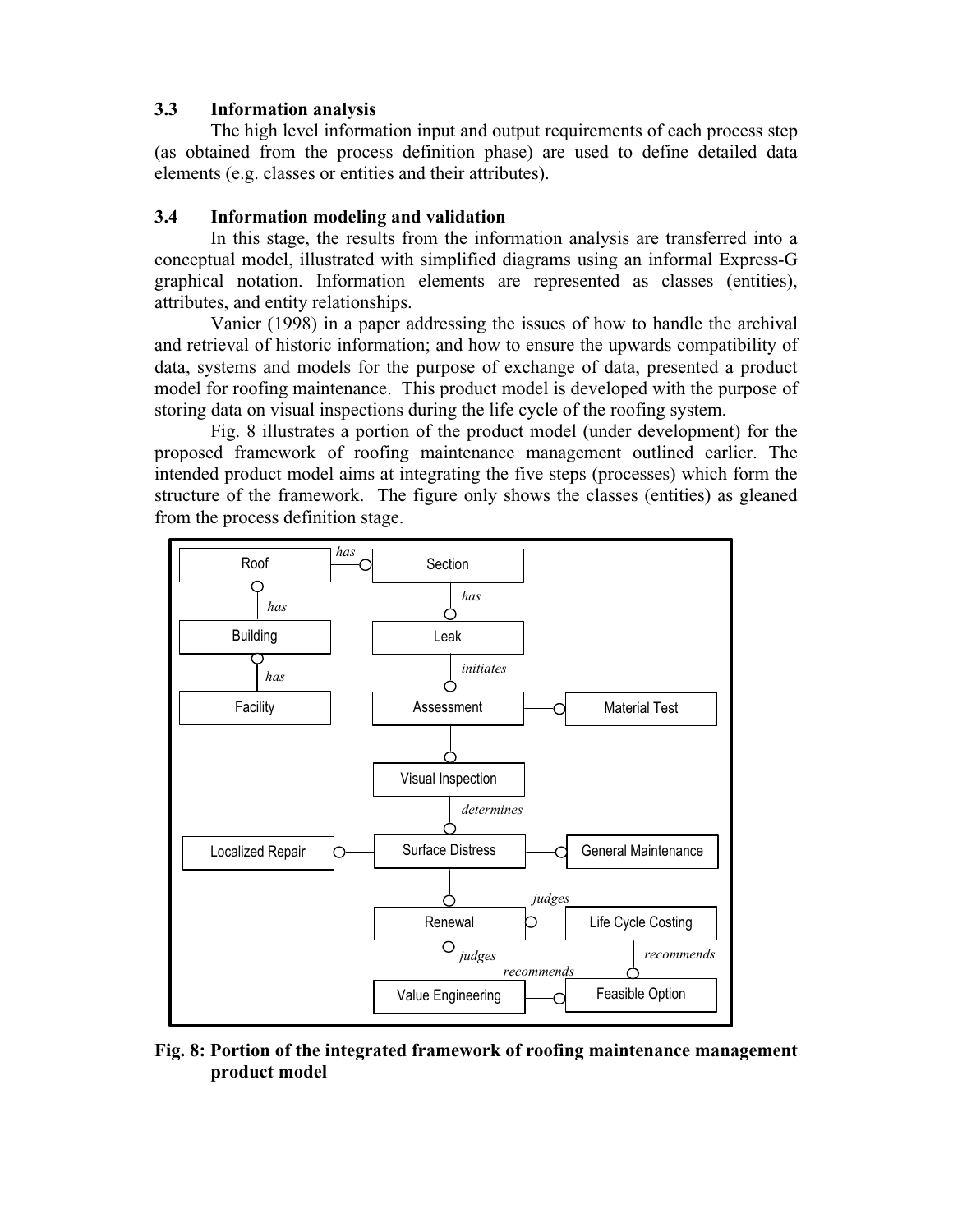### 3.3 Information analysis

The high level information input and output requirements of each process step (as obtained from the process definition phase) are used to define detailed data elements (e.g. classes or entities and their attributes).

### 3.4 Information modeling and validation

In this stage, the results from the information analysis are transferred into a conceptual model, illustrated with simplified diagrams using an informal Express-G graphical notation. Information elements are represented as classes (entities), attributes, and entity relationships.

Vanier (1998) in a paper addressing the issues of how to handle the archival and retrieval of historic information; and how to ensure the upwards compatibility of data, systems and models for the purpose of exchange of data, presented a product model for roofing maintenance. This product model is developed with the purpose of storing data on visual inspections during the life cycle of the roofing system.

Fig. 8 illustrates a portion of the product model (under development) for the proposed framework of roofing maintenance management outlined earlier. The intended product model aims at integrating the five steps (processes) which form the structure of the framework. The figure only shows the classes (entities) as gleaned from the process definition stage.

**Fig. 8: Portion of the integrated framework of roofing maintenance management product model**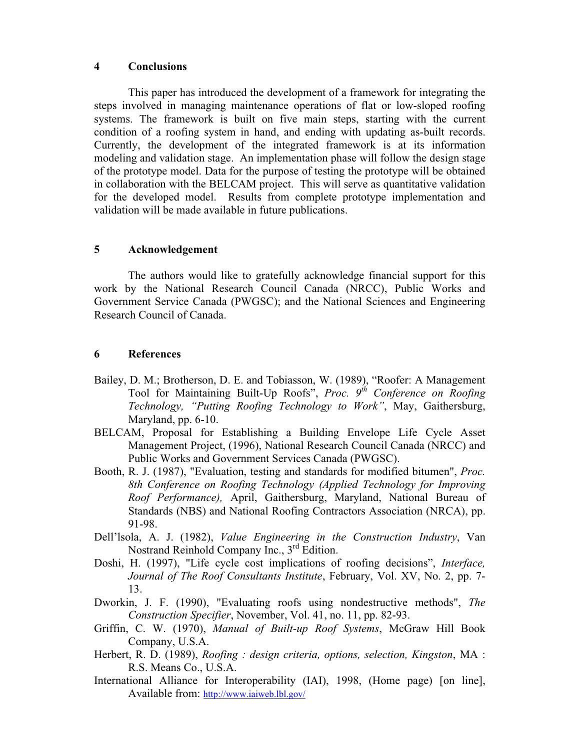## 4 Conclusions

This paper has introduced the development of a framework for integrating the steps involved in managing maintenance operations of flat or low-sloped roofing systems. The framework is built on five main steps, starting with the current condition of a roofing system in hand, and ending with updating as-built records. Currently, the development of the integrated framework is at its information modeling and validation stage. An implementation phase will follow the design stage of the prototype model. Data for the purpose of testing the prototype will be obtained in collaboration with the BELCAM project. This will serve as quantitative validation for the developed model. Results from complete prototype implementation and validation will be made available in future publications.

## 5 Acknowledgement

The authors would like to gratefully acknowledge financial support for this work by the National Research Council Canada (NRCC), Public Works and Government Service Canada (PWGSC); and the National Sciences and Engineering Research Council of Canada.

## 6 References

Bailey, D. M.; Brotherson, D. E. and Tobiasson, W. (1989), "Roofer: A Management Tool for Maintaining Built-Up Roofs", *Proc. 9th Conference on Roofing Technology, "Putting Roofing Technology to Work"*, May, Gaithersburg, Maryland, pp. 6-10.

BELCAM, Proposal for Establishing a Building Envelope Life Cycle Asset Management Project, (1996), National Research Council Canada (NRCC) and Public Works and Government Services Canada (PWGSC).

Booth, R. J. (1987), "Evaluation, testing and standards for modified bitumen", *Proc. 8th Conference on Roofing Technology (Applied Technology for Improving Roof Performance),* April, Gaithersburg, Maryland, National Bureau of Standards (NBS) and National Roofing Contractors Association (NRCA), pp. 91-98.

Dell'lsola, A. J. (1982), *Value Engineering in the Construction Industry*, Van Nostrand Reinhold Company Inc., 3rd Edition.

Doshi, H. (1997), "Life cycle cost implications of roofing decisions", *Interface, Journal of The Roof Consultants Institute*, February, Vol. XV, No. 2, pp. 7-13.

Dworkin, J. F. (1990), "Evaluating roofs using nondestructive methods", *The Construction Specifier*, November, Vol. 41, no. 11, pp. 82-93.

Griffin, C. W. (1970), *Manual of Built-up Roof Systems*, McGraw Hill Book Company, U.S.A.

Herbert, R. D. (1989), *Roofing : design criteria, options, selection, Kingston*, MA : R.S. Means Co., U.S.A.

International Alliance for Interoperability (IAI), 1998, (Home page) [on line], Available from: http://www.iaiweb.lbl.gov/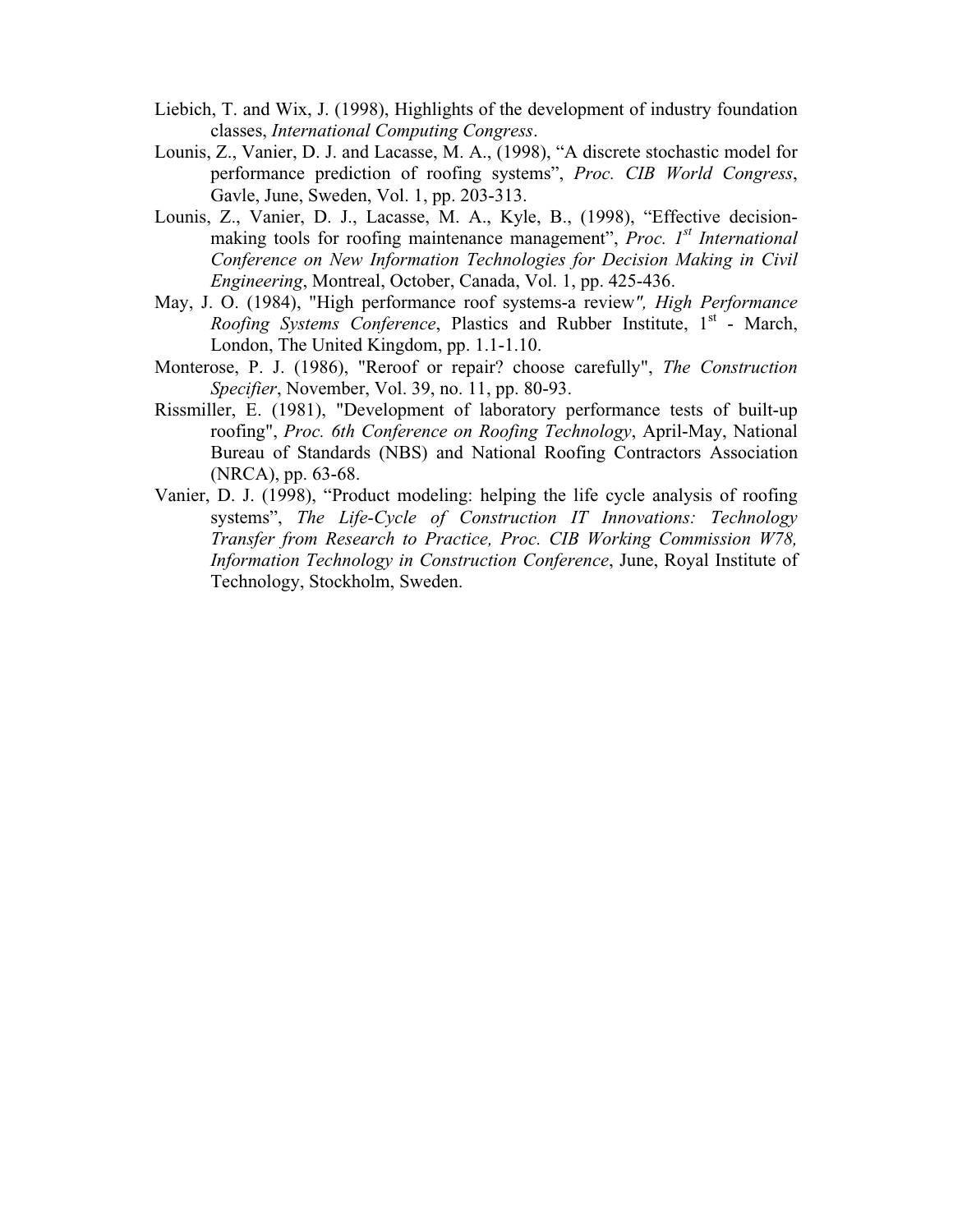Liebich, T. and Wix, J. (1998), Highlights of the development of industry foundation classes, *International Computing Congress*.

Lounis, Z., Vanier, D. J. and Lacasse, M. A., (1998), "A discrete stochastic model for performance prediction of roofing systems", *Proc. CIB World Congress*, Gavle, June, Sweden, Vol. 1, pp. 203-313.

Lounis, Z., Vanier, D. J., Lacasse, M. A., Kyle, B., (1998), "Effective decision-making tools for roofing maintenance management", *Proc. 1st International Conference on New Information Technologies for Decision Making in Civil Engineering*, Montreal, October, Canada, Vol. 1, pp. 425-436.

May, J. O. (1984), "High performance roof systems-a review", *High Performance Roofing Systems Conference*, Plastics and Rubber Institute, 1st - March, London, The United Kingdom, pp. 1.1-1.10.

Monterose, P. J. (1986), "Reroof or repair? choose carefully", *The Construction Specifier*, November, Vol. 39, no. 11, pp. 80-93.

Rissmiller, E. (1981), "Development of laboratory performance tests of built-up roofing", *Proc. 6th Conference on Roofing Technology*, April-May, National Bureau of Standards (NBS) and National Roofing Contractors Association (NRCA), pp. 63-68.

Vanier, D. J. (1998), "Product modeling: helping the life cycle analysis of roofing systems", *The Life-Cycle of Construction IT Innovations: Technology Transfer from Research to Practice, Proc. CIB Working Commission W78, Information Technology in Construction Conference*, June, Royal Institute of Technology, Stockholm, Sweden.